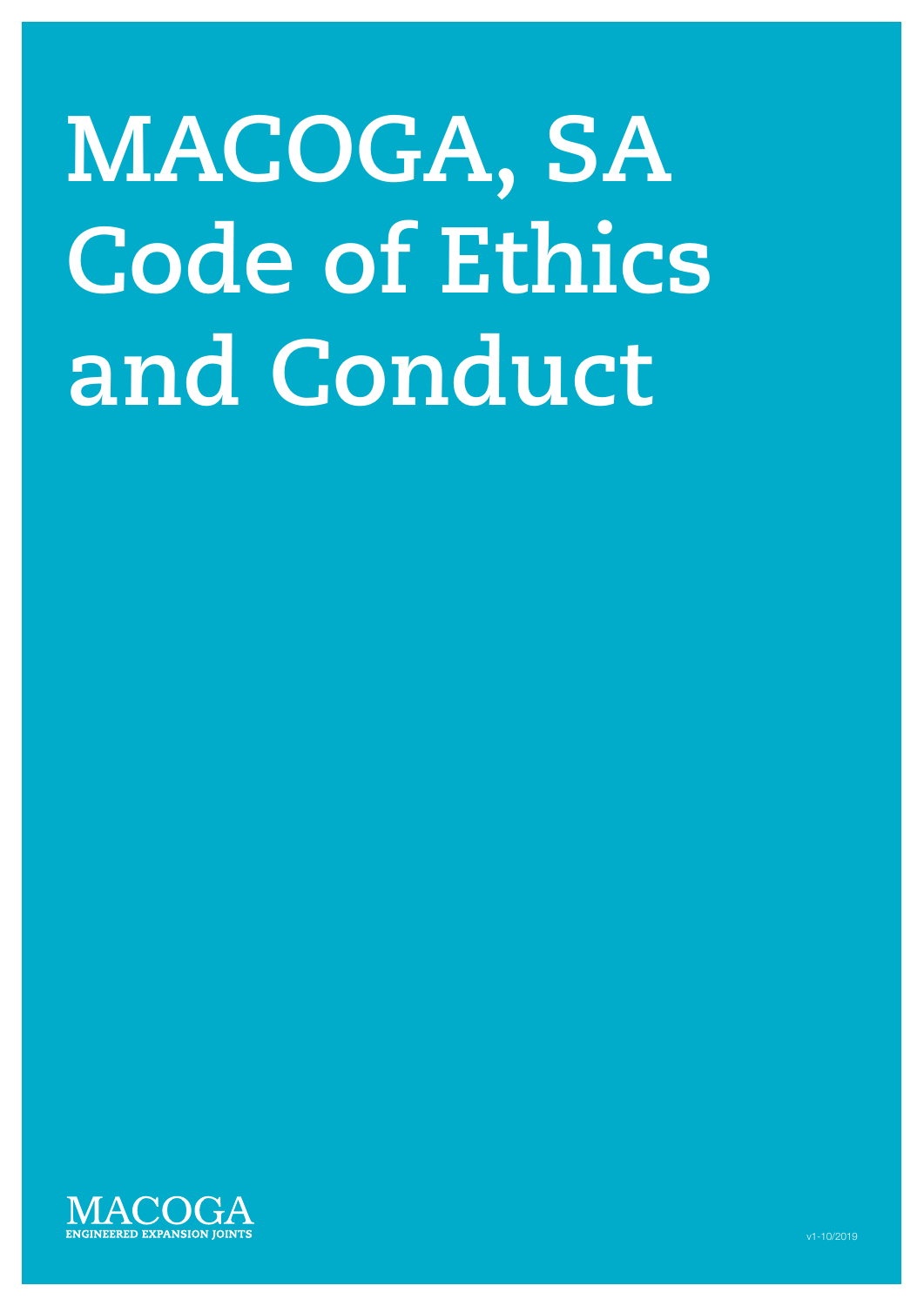# MACOGA, SA Code of Ethics and Conduct

MACOGA
ENGINEERED EXPANSION JOINTS

v1-10/2019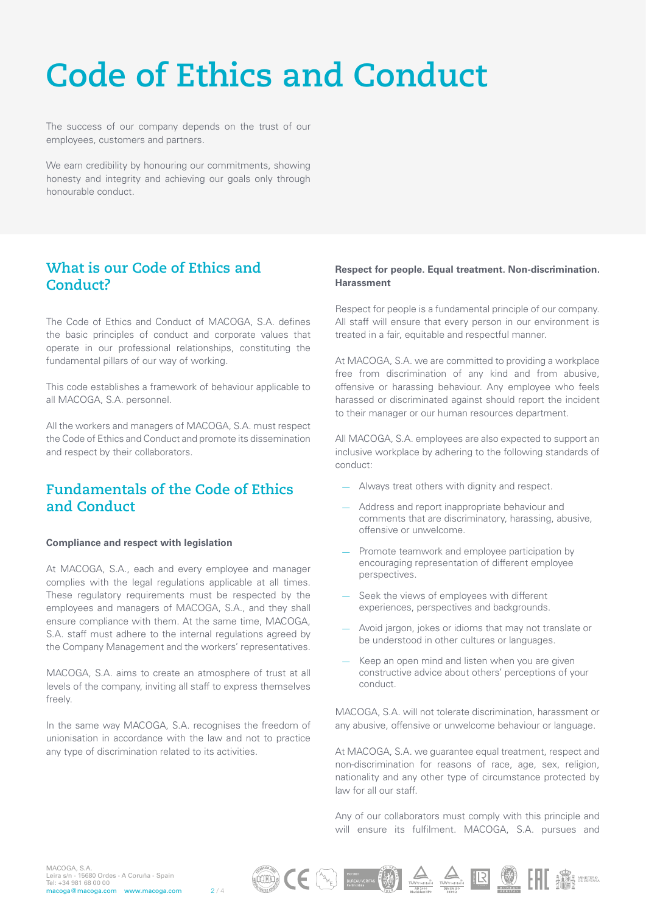# Code of Ethics and Conduct

The success of our company depends on the trust of our employees, customers and partners.

We earn credibility by honouring our commitments, showing honesty and integrity and achieving our goals only through honourable conduct.

## What is our Code of Ethics and Conduct?

The Code of Ethics and Conduct of MACOGA, S.A. defines the basic principles of conduct and corporate values that operate in our professional relationships, constituting the fundamental pillars of our way of working.

This code establishes a framework of behaviour applicable to all MACOGA, S.A. personnel.

All the workers and managers of MACOGA, S.A. must respect the Code of Ethics and Conduct and promote its dissemination and respect by their collaborators.

## Fundamentals of the Code of Ethics and Conduct

**Compliance and respect with legislation**

At MACOGA, S.A., each and every employee and manager complies with the legal regulations applicable at all times. These regulatory requirements must be respected by the employees and managers of MACOGA, S.A., and they shall ensure compliance with them. At the same time, MACOGA, S.A. staff must adhere to the internal regulations agreed by the Company Management and the workers' representatives.

MACOGA, S.A. aims to create an atmosphere of trust at all levels of the company, inviting all staff to express themselves freely.

In the same way MACOGA, S.A. recognises the freedom of unionisation in accordance with the law and not to practice any type of discrimination related to its activities.

**Respect for people. Equal treatment. Non-discrimination. Harassment**

Respect for people is a fundamental principle of our company. All staff will ensure that every person in our environment is treated in a fair, equitable and respectful manner.

At MACOGA, S.A. we are committed to providing a workplace free from discrimination of any kind and from abusive, offensive or harassing behaviour. Any employee who feels harassed or discriminated against should report the incident to their manager or our human resources department.

All MACOGA, S.A. employees are also expected to support an inclusive workplace by adhering to the following standards of conduct:

- Always treat others with dignity and respect.
- Address and report inappropriate behaviour and comments that are discriminatory, harassing, abusive, offensive or unwelcome.
- Promote teamwork and employee participation by encouraging representation of different employee perspectives.
- Seek the views of employees with different experiences, perspectives and backgrounds.
- Avoid jargon, jokes or idioms that may not translate or be understood in other cultures or languages.
- Keep an open mind and listen when you are given constructive advice about others' perceptions of your conduct.

MACOGA, S.A. will not tolerate discrimination, harassment or any abusive, offensive or unwelcome behaviour or language.

At MACOGA, S.A. we guarantee equal treatment, respect and non-discrimination for reasons of race, age, sex, religion, nationality and any other type of circumstance protected by law for all our staff.

Any of our collaborators must comply with this principle and will ensure its fulfilment. MACOGA, S.A. pursues and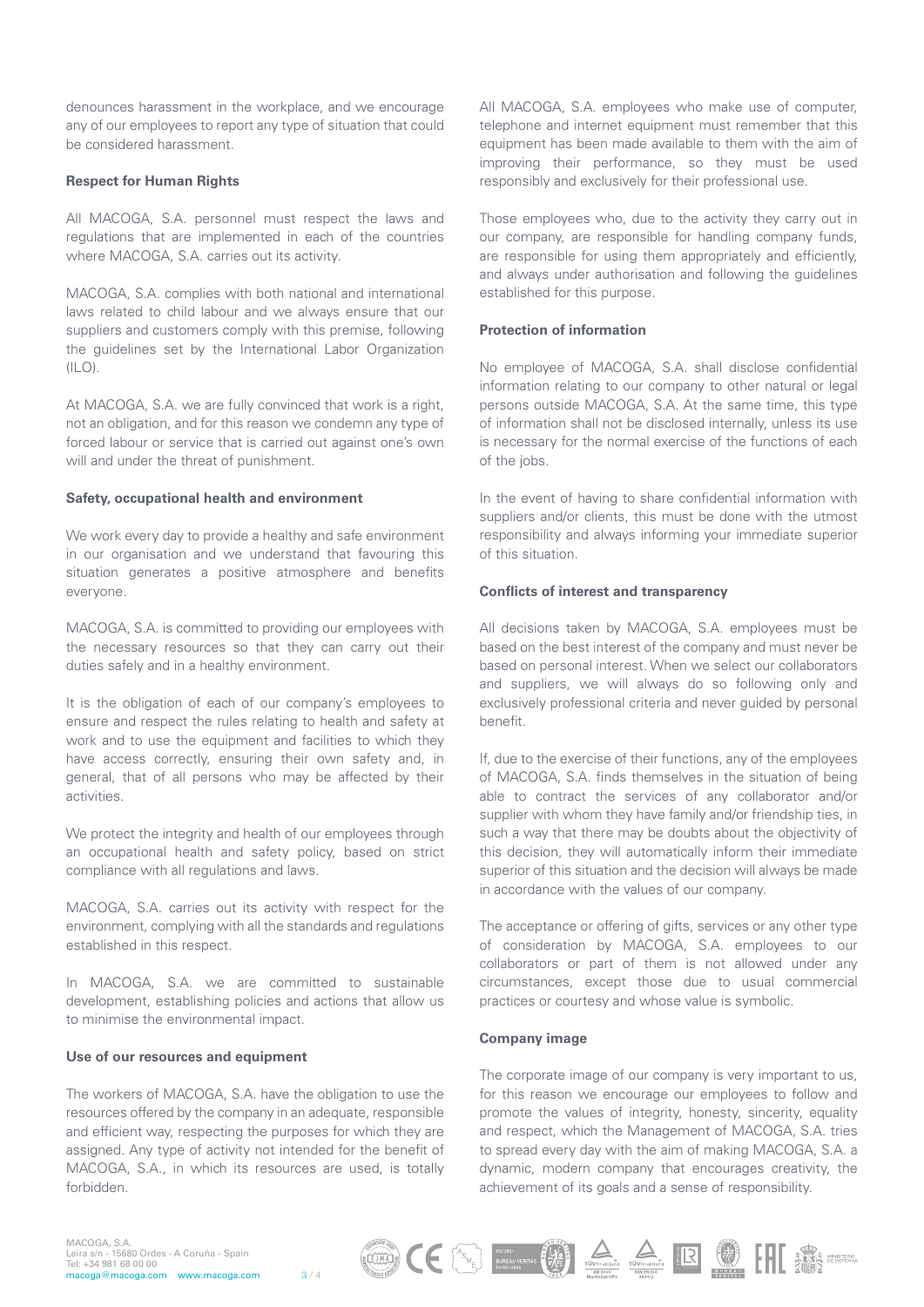denounces harassment in the workplace, and we encourage any of our employees to report any type of situation that could be considered harassment.

**Respect for Human Rights**

All MACOGA, S.A. personnel must respect the laws and regulations that are implemented in each of the countries where MACOGA, S.A. carries out its activity.

MACOGA, S.A. complies with both national and international laws related to child labour and we always ensure that our suppliers and customers comply with this premise, following the guidelines set by the International Labor Organization (ILO).

At MACOGA, S.A. we are fully convinced that work is a right, not an obligation, and for this reason we condemn any type of forced labour or service that is carried out against one's own will and under the threat of punishment.

**Safety, occupational health and environment**

We work every day to provide a healthy and safe environment in our organisation and we understand that favouring this situation generates a positive atmosphere and benefits everyone.

MACOGA, S.A. is committed to providing our employees with the necessary resources so that they can carry out their duties safely and in a healthy environment.

It is the obligation of each of our company's employees to ensure and respect the rules relating to health and safety at work and to use the equipment and facilities to which they have access correctly, ensuring their own safety and, in general, that of all persons who may be affected by their activities.

We protect the integrity and health of our employees through an occupational health and safety policy, based on strict compliance with all regulations and laws.

MACOGA, S.A. carries out its activity with respect for the environment, complying with all the standards and regulations established in this respect.

In MACOGA, S.A. we are committed to sustainable development, establishing policies and actions that allow us to minimise the environmental impact.

**Use of our resources and equipment**

The workers of MACOGA, S.A. have the obligation to use the resources offered by the company in an adequate, responsible and efficient way, respecting the purposes for which they are assigned. Any type of activity not intended for the benefit of MACOGA, S.A., in which its resources are used, is totally forbidden.

All MACOGA, S.A. employees who make use of computer, telephone and internet equipment must remember that this equipment has been made available to them with the aim of improving their performance, so they must be used responsibly and exclusively for their professional use.

Those employees who, due to the activity they carry out in our company, are responsible for handling company funds, are responsible for using them appropriately and efficiently, and always under authorisation and following the guidelines established for this purpose.

**Protection of information**

No employee of MACOGA, S.A. shall disclose confidential information relating to our company to other natural or legal persons outside MACOGA, S.A. At the same time, this type of information shall not be disclosed internally, unless its use is necessary for the normal exercise of the functions of each of the jobs.

In the event of having to share confidential information with suppliers and/or clients, this must be done with the utmost responsibility and always informing your immediate superior of this situation.

**Conflicts of interest and transparency**

All decisions taken by MACOGA, S.A. employees must be based on the best interest of the company and must never be based on personal interest. When we select our collaborators and suppliers, we will always do so following only and exclusively professional criteria and never guided by personal benefit.

If, due to the exercise of their functions, any of the employees of MACOGA, S.A. finds themselves in the situation of being able to contract the services of any collaborator and/or supplier with whom they have family and/or friendship ties, in such a way that there may be doubts about the objectivity of this decision, they will automatically inform their immediate superior of this situation and the decision will always be made in accordance with the values of our company.

The acceptance or offering of gifts, services or any other type of consideration by MACOGA, S.A. employees to our collaborators or part of them is not allowed under any circumstances, except those due to usual commercial practices or courtesy and whose value is symbolic.

**Company image**

The corporate image of our company is very important to us, for this reason we encourage our employees to follow and promote the values of integrity, honesty, sincerity, equality and respect, which the Management of MACOGA, S.A. tries to spread every day with the aim of making MACOGA, S.A. a dynamic, modern company that encourages creativity, the achievement of its goals and a sense of responsibility.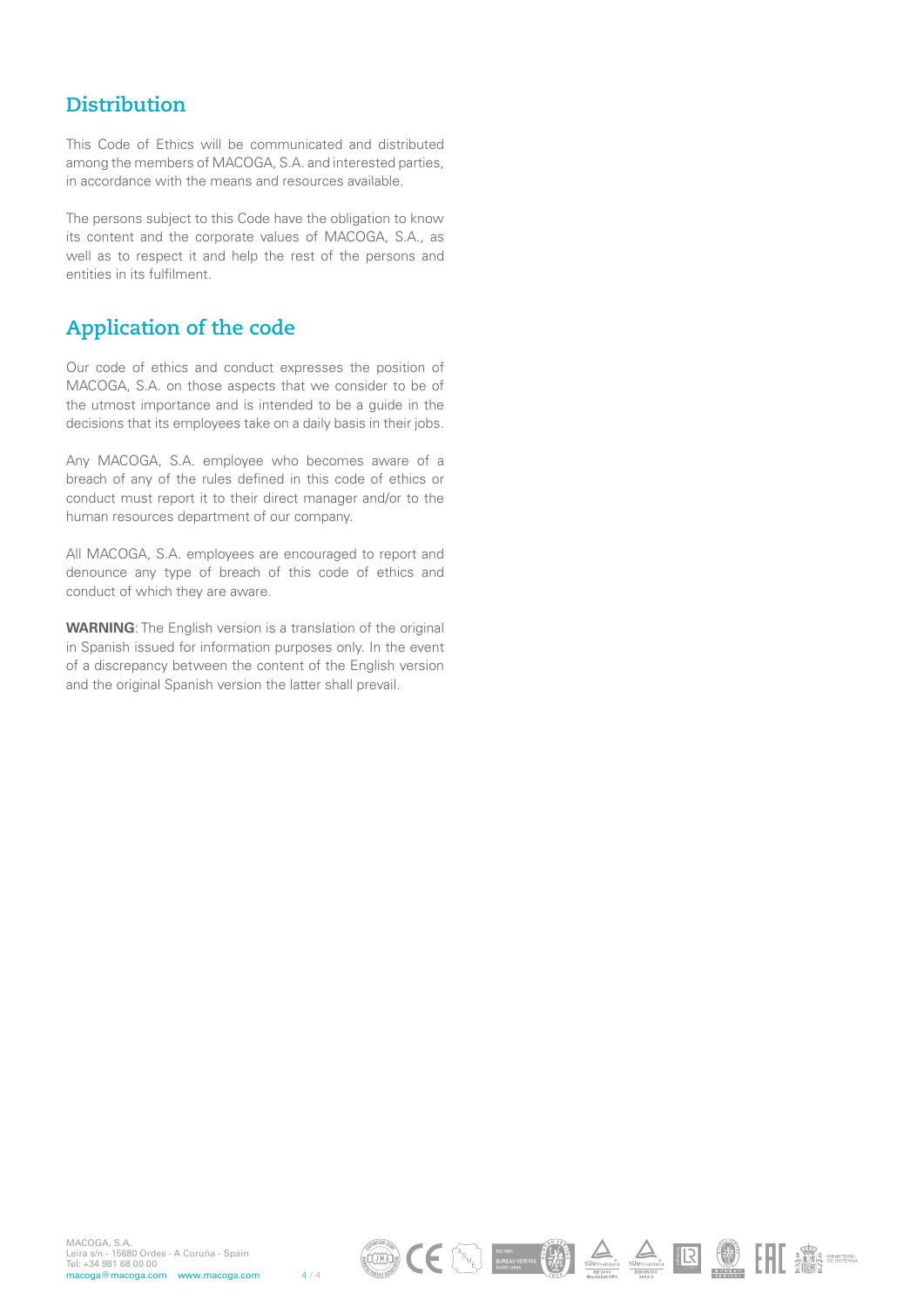## Distribution

This Code of Ethics will be communicated and distributed among the members of MACOGA, S.A. and interested parties, in accordance with the means and resources available.

The persons subject to this Code have the obligation to know its content and the corporate values of MACOGA, S.A., as well as to respect it and help the rest of the persons and entities in its fulfilment.

## Application of the code

Our code of ethics and conduct expresses the position of MACOGA, S.A. on those aspects that we consider to be of the utmost importance and is intended to be a guide in the decisions that its employees take on a daily basis in their jobs.

Any MACOGA, S.A. employee who becomes aware of a breach of any of the rules defined in this code of ethics or conduct must report it to their direct manager and/or to the human resources department of our company.

All MACOGA, S.A. employees are encouraged to report and denounce any type of breach of this code of ethics and conduct of which they are aware.

**WARNING**: The English version is a translation of the original in Spanish issued for information purposes only. In the event of a discrepancy between the content of the English version and the original Spanish version the latter shall prevail.

MACOGA, S.A.
Leira s/n - 15680 Ordes - A Coruña - Spain
Tel: +34 981 68 00 00
macoga@macoga.com www.macoga.com